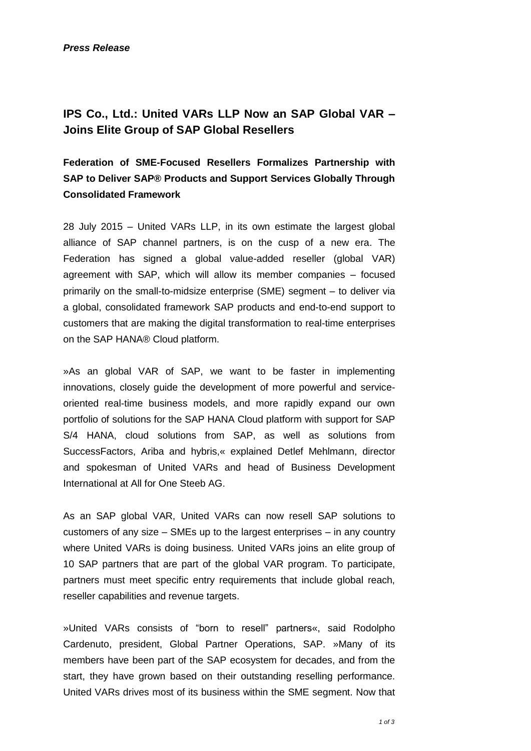***Press Release***

## IPS Co., Ltd.: United VARs LLP Now an SAP Global VAR – Joins Elite Group of SAP Global Resellers

### Federation of SME-Focused Resellers Formalizes Partnership with SAP to Deliver SAP® Products and Support Services Globally Through Consolidated Framework

28 July 2015 – United VARs LLP, in its own estimate the largest global alliance of SAP channel partners, is on the cusp of a new era. The Federation has signed a global value-added reseller (global VAR) agreement with SAP, which will allow its member companies – focused primarily on the small-to-midsize enterprise (SME) segment – to deliver via a global, consolidated framework SAP products and end-to-end support to customers that are making the digital transformation to real-time enterprises on the SAP HANA® Cloud platform.

»As an global VAR of SAP, we want to be faster in implementing innovations, closely guide the development of more powerful and service-oriented real-time business models, and more rapidly expand our own portfolio of solutions for the SAP HANA Cloud platform with support for SAP S/4 HANA, cloud solutions from SAP, as well as solutions from SuccessFactors, Ariba and hybris,« explained Detlef Mehlmann, director and spokesman of United VARs and head of Business Development International at All for One Steeb AG.

As an SAP global VAR, United VARs can now resell SAP solutions to customers of any size – SMEs up to the largest enterprises – in any country where United VARs is doing business. United VARs joins an elite group of 10 SAP partners that are part of the global VAR program. To participate, partners must meet specific entry requirements that include global reach, reseller capabilities and revenue targets.

»United VARs consists of "born to resell" partners«, said Rodolpho Cardenuto, president, Global Partner Operations, SAP. »Many of its members have been part of the SAP ecosystem for decades, and from the start, they have grown based on their outstanding reselling performance. United VARs drives most of its business within the SME segment. Now that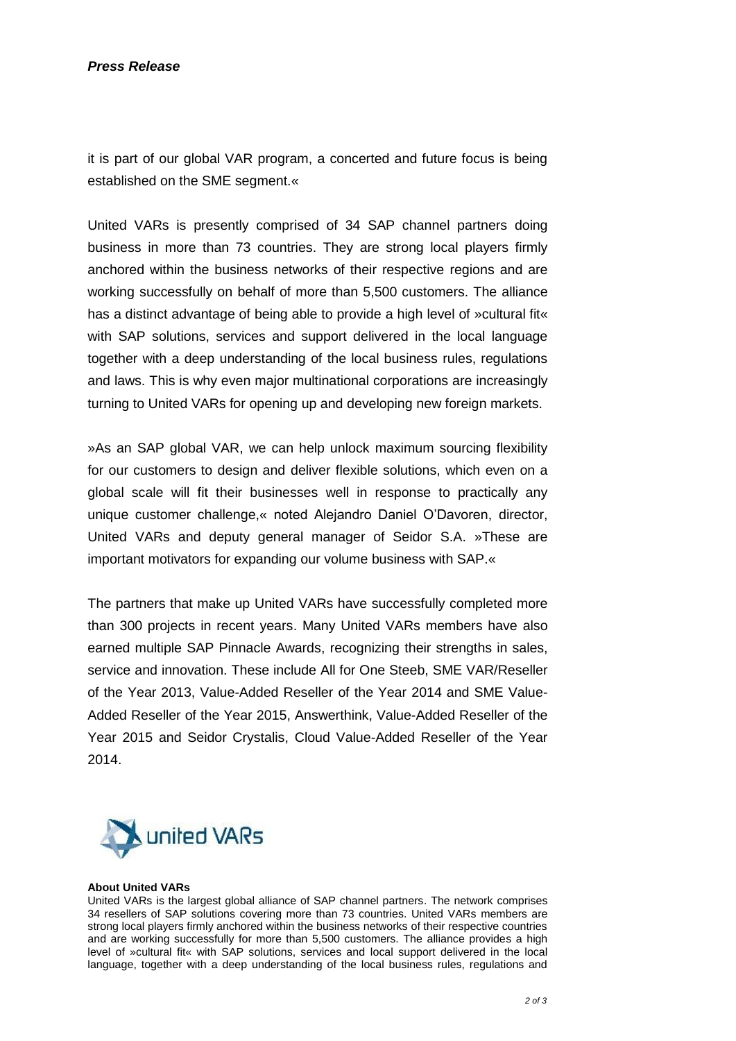it is part of our global VAR program, a concerted and future focus is being established on the SME segment.«

United VARs is presently comprised of 34 SAP channel partners doing business in more than 73 countries. They are strong local players firmly anchored within the business networks of their respective regions and are working successfully on behalf of more than 5,500 customers. The alliance has a distinct advantage of being able to provide a high level of »cultural fit« with SAP solutions, services and support delivered in the local language together with a deep understanding of the local business rules, regulations and laws. This is why even major multinational corporations are increasingly turning to United VARs for opening up and developing new foreign markets.

»As an SAP global VAR, we can help unlock maximum sourcing flexibility for our customers to design and deliver flexible solutions, which even on a global scale will fit their businesses well in response to practically any unique customer challenge,« noted Alejandro Daniel O'Davoren, director, United VARs and deputy general manager of Seidor S.A. »These are important motivators for expanding our volume business with SAP.«

The partners that make up United VARs have successfully completed more than 300 projects in recent years. Many United VARs members have also earned multiple SAP Pinnacle Awards, recognizing their strengths in sales, service and innovation. These include All for One Steeb, SME VAR/Reseller of the Year 2013, Value-Added Reseller of the Year 2014 and SME Value-Added Reseller of the Year 2015, Answerthink, Value-Added Reseller of the Year 2015 and Seidor Crystalis, Cloud Value-Added Reseller of the Year 2014.

united VARs

**About United VARs**

United VARs is the largest global alliance of SAP channel partners. The network comprises 34 resellers of SAP solutions covering more than 73 countries. United VARs members are strong local players firmly anchored within the business networks of their respective countries and are working successfully for more than 5,500 customers. The alliance provides a high level of »cultural fit« with SAP solutions, services and local support delivered in the local language, together with a deep understanding of the local business rules, regulations and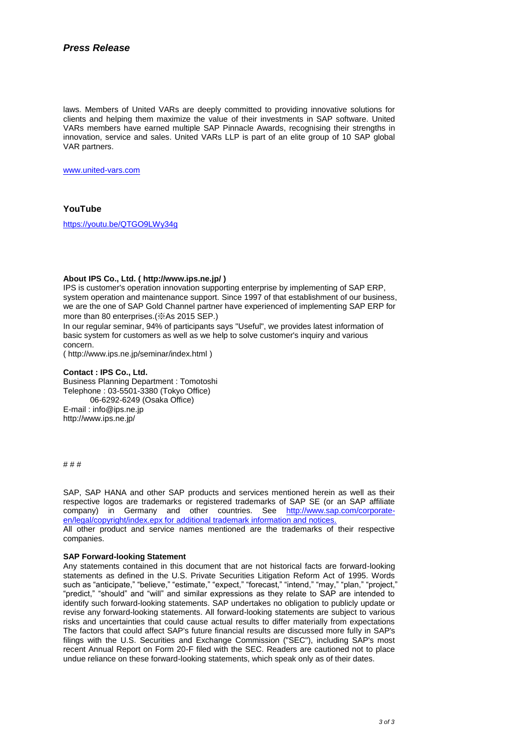laws. Members of United VARs are deeply committed to providing innovative solutions for clients and helping them maximize the value of their investments in SAP software. United VARs members have earned multiple SAP Pinnacle Awards, recognising their strengths in innovation, service and sales. United VARs LLP is part of an elite group of 10 SAP global VAR partners.

www.united-vars.com

**YouTube**

https://youtu.be/QTGO9LWy34g

**About IPS Co., Ltd. ( http://www.ips.ne.jp/ )**

IPS is customer's operation innovation supporting enterprise by implementing of SAP ERP, system operation and maintenance support. Since 1997 of that establishment of our business, we are the one of SAP Gold Channel partner have experienced of implementing SAP ERP for more than 80 enterprises.(※As 2015 SEP.)

In our regular seminar, 94% of participants says "Useful", we provides latest information of basic system for customers as well as we help to solve customer's inquiry and various concern.

( http://www.ips.ne.jp/seminar/index.html )

**Contact : IPS Co., Ltd.**

Business Planning Department : Tomotoshi
Telephone : 03-5501-3380 (Tokyo Office)
06-6292-6249 (Osaka Office)
E-mail : info@ips.ne.jp
http://www.ips.ne.jp/

# # #

SAP, SAP HANA and other SAP products and services mentioned herein as well as their respective logos are trademarks or registered trademarks of SAP SE (or an SAP affiliate company) in Germany and other countries. See http://www.sap.com/corporate-en/legal/copyright/index.epx for additional trademark information and notices.

All other product and service names mentioned are the trademarks of their respective companies.

**SAP Forward-looking Statement**

Any statements contained in this document that are not historical facts are forward-looking statements as defined in the U.S. Private Securities Litigation Reform Act of 1995. Words such as "anticipate," "believe," "estimate," "expect," "forecast," "intend," "may," "plan," "project," "predict," "should" and "will" and similar expressions as they relate to SAP are intended to identify such forward-looking statements. SAP undertakes no obligation to publicly update or revise any forward-looking statements. All forward-looking statements are subject to various risks and uncertainties that could cause actual results to differ materially from expectations The factors that could affect SAP's future financial results are discussed more fully in SAP's filings with the U.S. Securities and Exchange Commission ("SEC"), including SAP's most recent Annual Report on Form 20-F filed with the SEC. Readers are cautioned not to place undue reliance on these forward-looking statements, which speak only as of their dates.